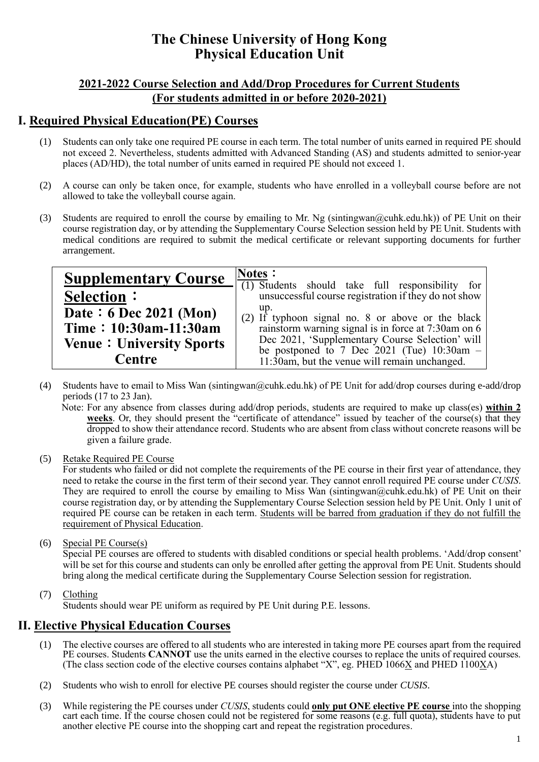# The Chinese University of Hong Kong
# Physical Education Unit

### <u>2021-2022 Course Selection and Add/Drop Procedures for Current Students</u>
### <u>(For students admitted in or before 2020-2021)</u>

## I. <u>Required Physical Education(PE) Courses</u>

(1) Students can only take one required PE course in each term. The total number of units earned in required PE should not exceed 2. Nevertheless, students admitted with Advanced Standing (AS) and students admitted to senior-year places (AD/HD), the total number of units earned in required PE should not exceed 1.

(2) A course can only be taken once, for example, students who have enrolled in a volleyball course before are not allowed to take the volleyball course again.

(3) Students are required to enroll the course by emailing to Mr. Ng (sintingwan@cuhk.edu.hk)) of PE Unit on their course registration day, or by attending the Supplementary Course Selection session held by PE Unit. Students with medical conditions are required to submit the medical certificate or relevant supporting documents for further arrangement.

| **<u>Supplementary Course Selection</u>：**<br>**Date：6 Dec 2021 (Mon)**<br>**Time：10:30am-11:30am**<br>**Venue：University Sports Centre** | **<u>Notes</u>：**<br>(1) Students should take full responsibility for unsuccessful course registration if they do not show up.<br>(2) If typhoon signal no. 8 or above or the black rainstorm warning signal is in force at 7:30am on 6 Dec 2021, 'Supplementary Course Selection' will be postponed to 7 Dec 2021 (Tue) 10:30am – 11:30am, but the venue will remain unchanged. |
|---|---|

(4) Students have to email to Miss Wan (sintingwan@cuhk.edu.hk) of PE Unit for add/drop courses during e-add/drop periods (17 to 23 Jan).

Note: For any absence from classes during add/drop periods, students are required to make up class(es) **<u>within 2 weeks</u>**. Or, they should present the "certificate of attendance" issued by teacher of the course(s) that they dropped to show their attendance record. Students who are absent from class without concrete reasons will be given a failure grade.

(5) <u>Retake Required PE Course</u>

For students who failed or did not complete the requirements of the PE course in their first year of attendance, they need to retake the course in the first term of their second year. They cannot enroll required PE course under *CUSIS*. They are required to enroll the course by emailing to Miss Wan (sintingwan@cuhk.edu.hk) of PE Unit on their course registration day, or by attending the Supplementary Course Selection session held by PE Unit. Only 1 unit of required PE course can be retaken in each term. <u>Students will be barred from graduation if they do not fulfill the requirement of Physical Education</u>.

(6) <u>Special PE Course(s)</u>

Special PE courses are offered to students with disabled conditions or special health problems. 'Add/drop consent' will be set for this course and students can only be enrolled after getting the approval from PE Unit. Students should bring along the medical certificate during the Supplementary Course Selection session for registration.

(7) <u>Clothing</u>

Students should wear PE uniform as required by PE Unit during P.E. lessons.

## II. <u>Elective Physical Education Courses</u>

(1) The elective courses are offered to all students who are interested in taking more PE courses apart from the required PE courses. Students **CANNOT** use the units earned in the elective courses to replace the units of required courses. (The class section code of the elective courses contains alphabet "X", eg. PHED 1066<u>X</u> and PHED 1100<u>X</u>A)

(2) Students who wish to enroll for elective PE courses should register the course under *CUSIS*.

(3) While registering the PE courses under *CUSIS*, students could **<u>only put ONE elective PE course</u>** into the shopping cart each time. If the course chosen could not be registered for some reasons (e.g. full quota), students have to put another elective PE course into the shopping cart and repeat the registration procedures.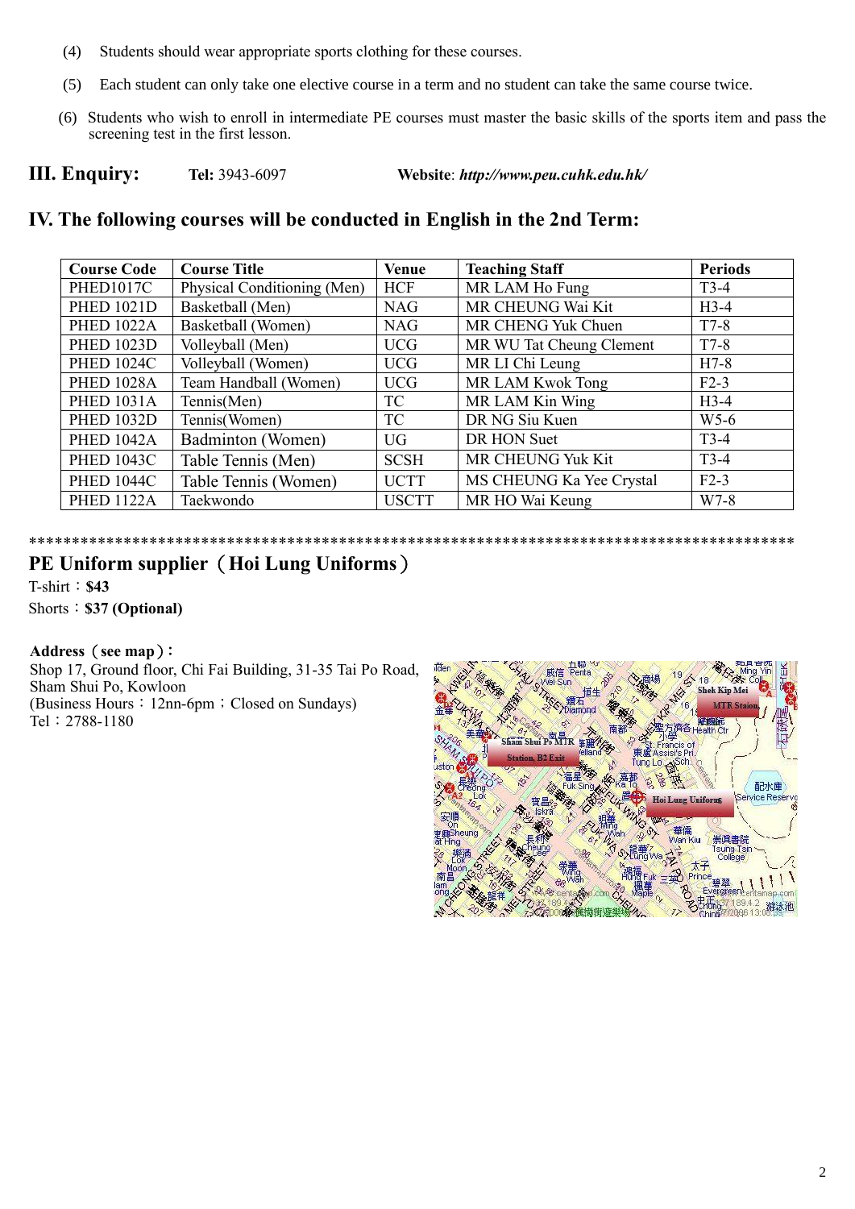(4) Students should wear appropriate sports clothing for these courses.

(5) Each student can only take one elective course in a term and no student can take the same course twice.

(6) Students who wish to enroll in intermediate PE courses must master the basic skills of the sports item and pass the screening test in the first lesson.

## III. Enquiry:

**Tel:** 3943-6097 **Website**: ***http://www.peu.cuhk.edu.hk/***

## IV. The following courses will be conducted in English in the 2nd Term:

| Course Code | Course Title | Venue | Teaching Staff | Periods |
|---|---|---|---|---|
| PHED1017C | Physical Conditioning (Men) | HCF | MR LAM Ho Fung | T3-4 |
| PHED 1021D | Basketball (Men) | NAG | MR CHEUNG Wai Kit | H3-4 |
| PHED 1022A | Basketball (Women) | NAG | MR CHENG Yuk Chuen | T7-8 |
| PHED 1023D | Volleyball (Men) | UCG | MR WU Tat Cheung Clement | T7-8 |
| PHED 1024C | Volleyball (Women) | UCG | MR LI Chi Leung | H7-8 |
| PHED 1028A | Team Handball (Women) | UCG | MR LAM Kwok Tong | F2-3 |
| PHED 1031A | Tennis(Men) | TC | MR LAM Kin Wing | H3-4 |
| PHED 1032D | Tennis(Women) | TC | DR NG Siu Kuen | W5-6 |
| PHED 1042A | Badminton (Women) | UG | DR HON Suet | T3-4 |
| PHED 1043C | Table Tennis (Men) | SCSH | MR CHEUNG Yuk Kit | T3-4 |
| PHED 1044C | Table Tennis (Women) | UCTT | MS CHEUNG Ka Yee Crystal | F2-3 |
| PHED 1122A | Taekwondo | USCTT | MR HO Wai Keung | W7-8 |

*******************************************************************************************

## PE Uniform supplier（Hoi Lung Uniforms）

T-shirt：**$43**

Shorts：**$37 (Optional)**

**Address（see map）:**

Shop 17, Ground floor, Chi Fai Building, 31-35 Tai Po Road, Sham Shui Po, Kowloon

(Business Hours：12nn-6pm；Closed on Sundays)

Tel：2788-1180